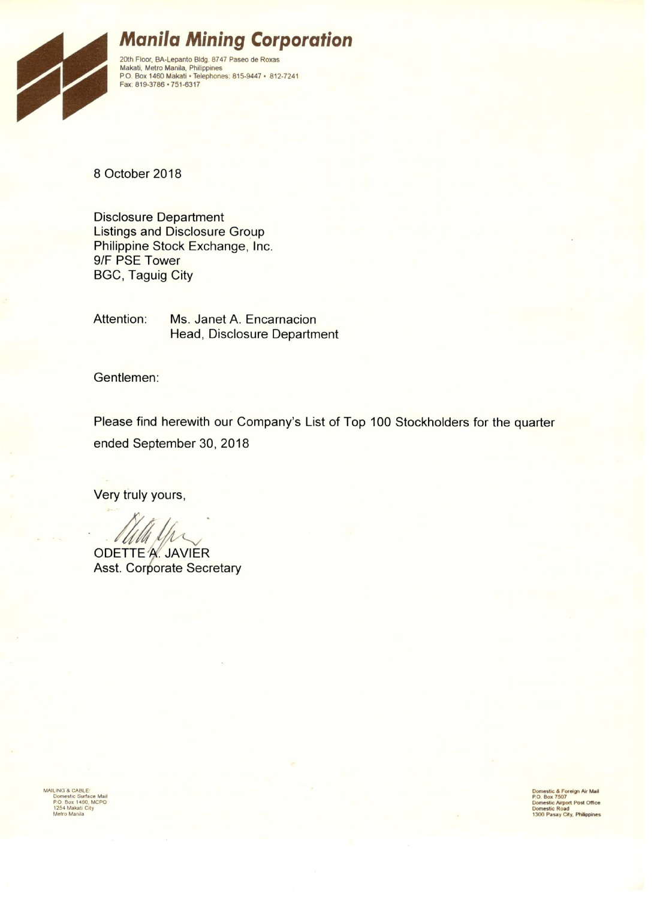# Manila Mining Corporation

20th Floor, BA-Lepanto Bldg. 8747 Paseo de Roxas
Makati, Metro Manila, Philippines
P.O. Box 1460 Makati • Telephones: 815-9447 • 812-7241
Fax: 819-3786 • 751-6317

8 October 2018

Disclosure Department
Listings and Disclosure Group
Philippine Stock Exchange, Inc.
9/F PSE Tower
BGC, Taguig City

Attention: Ms. Janet A. Encarnacion
Head, Disclosure Department

Gentlemen:

Please find herewith our Company's List of Top 100 Stockholders for the quarter ended September 30, 2018

Very truly yours,

ODETTE A. JAVIER
Asst. Corporate Secretary

MAILING & CABLE:
Domestic Surface Mail
P.O. Box 1460, MCPO
1254 Makati City
Metro Manila

Domestic & Foreign Air Mail
P.O. Box 7507
Domestic Airport Post Office
Domestic Road
1300 Pasay City, Philippines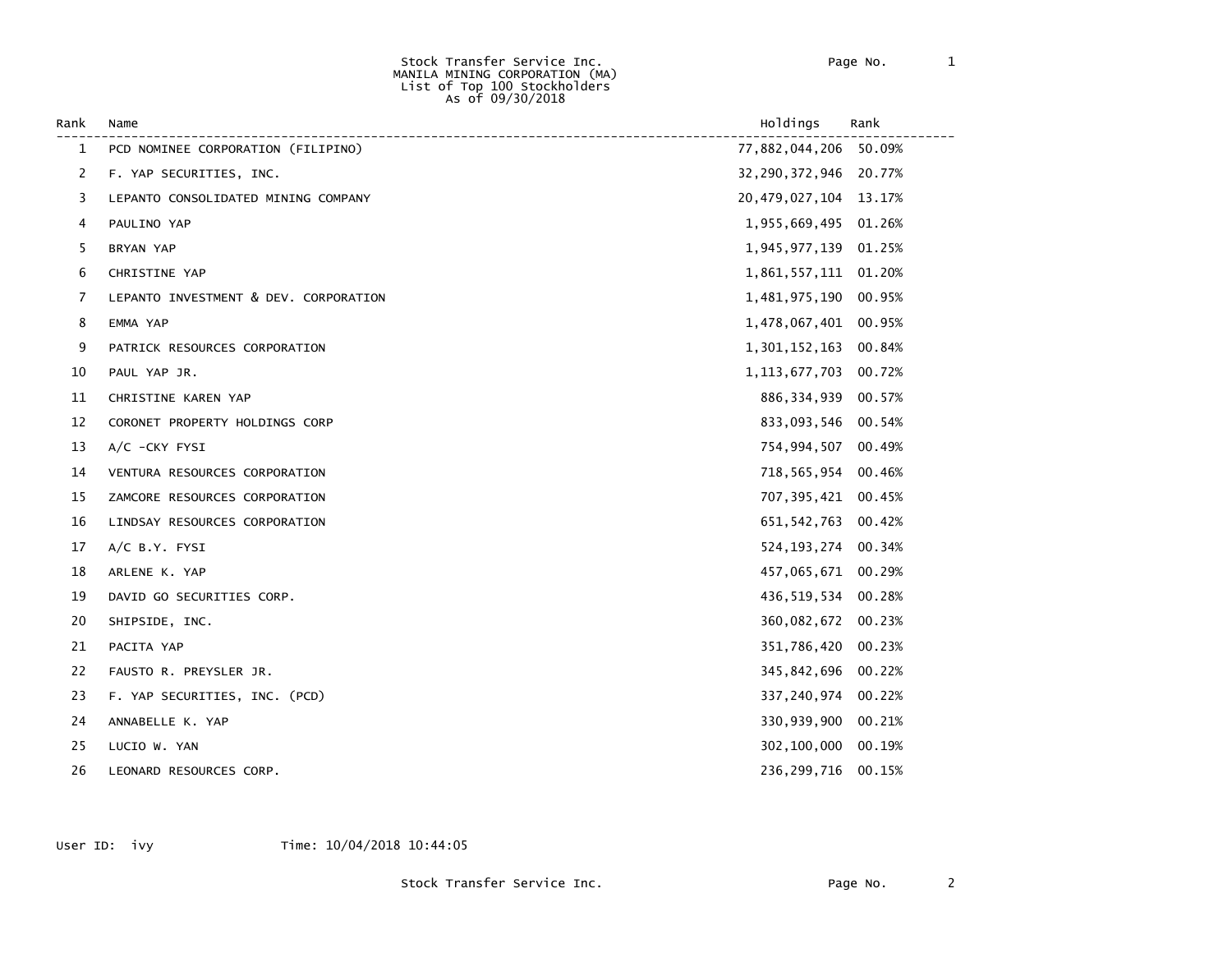Stock Transfer Service Inc.
MANILA MINING CORPORATION (MA)
List of Top 100 Stockholders
As of 09/30/2018

| Rank | Name | Holdings | Rank |
|---|---|---|---|
| 1 | PCD NOMINEE CORPORATION (FILIPINO) | 77,882,044,206 | 50.09% |
| 2 | F. YAP SECURITIES, INC. | 32,290,372,946 | 20.77% |
| 3 | LEPANTO CONSOLIDATED MINING COMPANY | 20,479,027,104 | 13.17% |
| 4 | PAULINO YAP | 1,955,669,495 | 01.26% |
| 5 | BRYAN YAP | 1,945,977,139 | 01.25% |
| 6 | CHRISTINE YAP | 1,861,557,111 | 01.20% |
| 7 | LEPANTO INVESTMENT & DEV. CORPORATION | 1,481,975,190 | 00.95% |
| 8 | EMMA YAP | 1,478,067,401 | 00.95% |
| 9 | PATRICK RESOURCES CORPORATION | 1,301,152,163 | 00.84% |
| 10 | PAUL YAP JR. | 1,113,677,703 | 00.72% |
| 11 | CHRISTINE KAREN YAP | 886,334,939 | 00.57% |
| 12 | CORONET PROPERTY HOLDINGS CORP | 833,093,546 | 00.54% |
| 13 | A/C -CKY FYSI | 754,994,507 | 00.49% |
| 14 | VENTURA RESOURCES CORPORATION | 718,565,954 | 00.46% |
| 15 | ZAMCORE RESOURCES CORPORATION | 707,395,421 | 00.45% |
| 16 | LINDSAY RESOURCES CORPORATION | 651,542,763 | 00.42% |
| 17 | A/C B.Y. FYSI | 524,193,274 | 00.34% |
| 18 | ARLENE K. YAP | 457,065,671 | 00.29% |
| 19 | DAVID GO SECURITIES CORP. | 436,519,534 | 00.28% |
| 20 | SHIPSIDE, INC. | 360,082,672 | 00.23% |
| 21 | PACITA YAP | 351,786,420 | 00.23% |
| 22 | FAUSTO R. PREYSLER JR. | 345,842,696 | 00.22% |
| 23 | F. YAP SECURITIES, INC. (PCD) | 337,240,974 | 00.22% |
| 24 | ANNABELLE K. YAP | 330,939,900 | 00.21% |
| 25 | LUCIO W. YAN | 302,100,000 | 00.19% |
| 26 | LEONARD RESOURCES CORP. | 236,299,716 | 00.15% |

User ID: ivy Time: 10/04/2018 10:44:05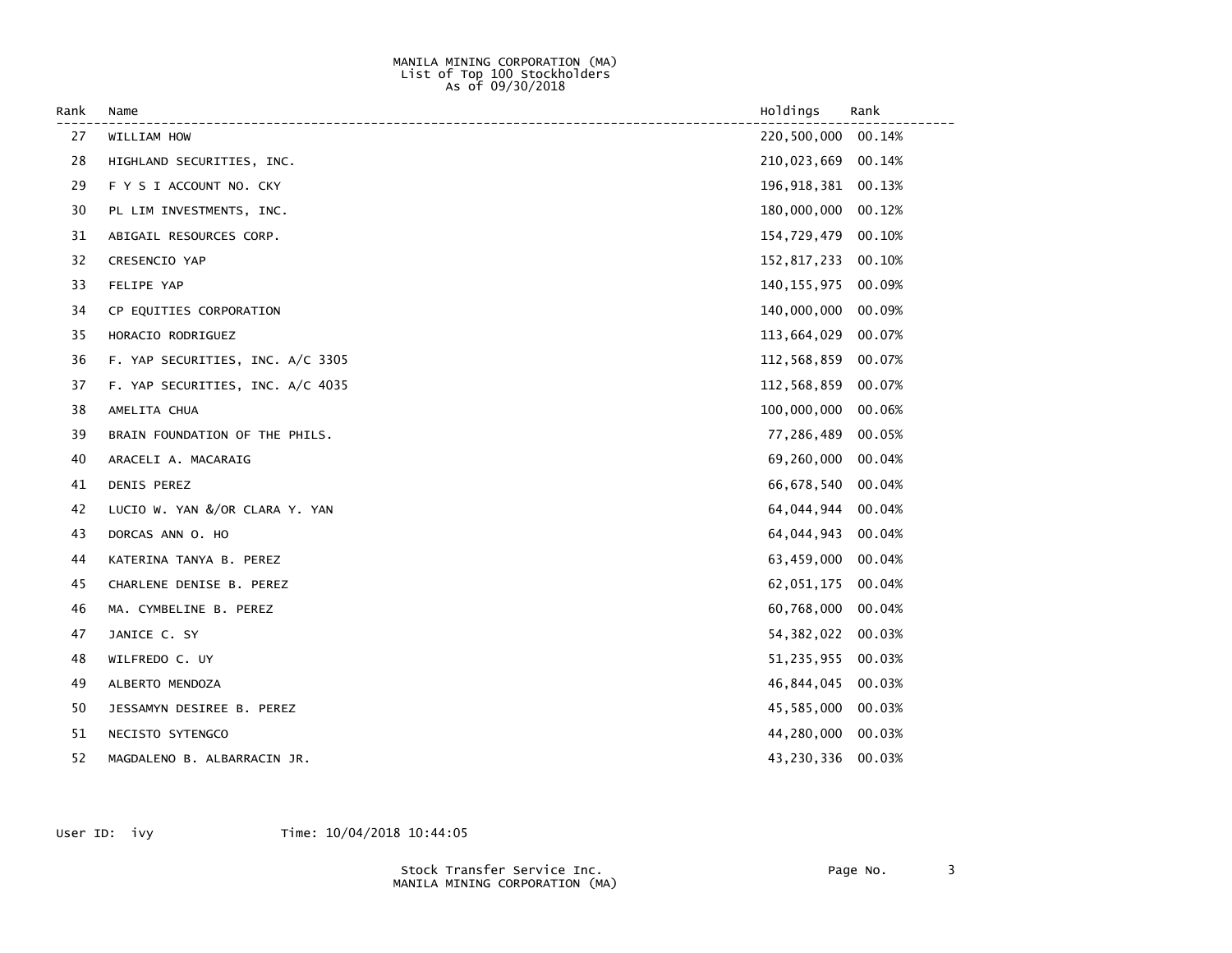MANILA MINING CORPORATION (MA)
List of Top 100 Stockholders
As of 09/30/2018

| Rank | Name | Holdings | Rank |
|---|---|---|---|
| 27 | WILLIAM HOW | 220,500,000 | 00.14% |
| 28 | HIGHLAND SECURITIES, INC. | 210,023,669 | 00.14% |
| 29 | F Y S I ACCOUNT NO. CKY | 196,918,381 | 00.13% |
| 30 | PL LIM INVESTMENTS, INC. | 180,000,000 | 00.12% |
| 31 | ABIGAIL RESOURCES CORP. | 154,729,479 | 00.10% |
| 32 | CRESENCIO YAP | 152,817,233 | 00.10% |
| 33 | FELIPE YAP | 140,155,975 | 00.09% |
| 34 | CP EQUITIES CORPORATION | 140,000,000 | 00.09% |
| 35 | HORACIO RODRIGUEZ | 113,664,029 | 00.07% |
| 36 | F. YAP SECURITIES, INC. A/C 3305 | 112,568,859 | 00.07% |
| 37 | F. YAP SECURITIES, INC. A/C 4035 | 112,568,859 | 00.07% |
| 38 | AMELITA CHUA | 100,000,000 | 00.06% |
| 39 | BRAIN FOUNDATION OF THE PHILS. | 77,286,489 | 00.05% |
| 40 | ARACELI A. MACARAIG | 69,260,000 | 00.04% |
| 41 | DENIS PEREZ | 66,678,540 | 00.04% |
| 42 | LUCIO W. YAN &/OR CLARA Y. YAN | 64,044,944 | 00.04% |
| 43 | DORCAS ANN O. HO | 64,044,943 | 00.04% |
| 44 | KATERINA TANYA B. PEREZ | 63,459,000 | 00.04% |
| 45 | CHARLENE DENISE B. PEREZ | 62,051,175 | 00.04% |
| 46 | MA. CYMBELINE B. PEREZ | 60,768,000 | 00.04% |
| 47 | JANICE C. SY | 54,382,022 | 00.03% |
| 48 | WILFREDO C. UY | 51,235,955 | 00.03% |
| 49 | ALBERTO MENDOZA | 46,844,045 | 00.03% |
| 50 | JESSAMYN DESIREE B. PEREZ | 45,585,000 | 00.03% |
| 51 | NECISTO SYTENGCO | 44,280,000 | 00.03% |
| 52 | MAGDALENO B. ALBARRACIN JR. | 43,230,336 | 00.03% |

User ID: ivy Time: 10/04/2018 10:44:05

Stock Transfer Service Inc.
MANILA MINING CORPORATION (MA)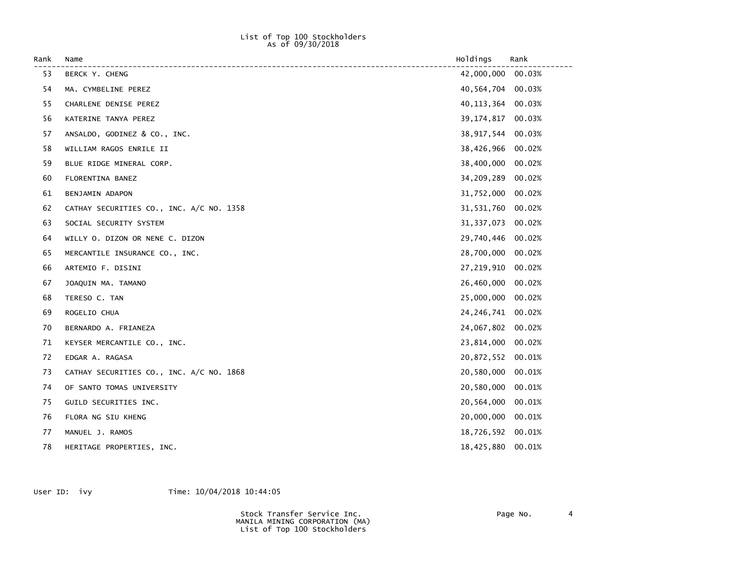List of Top 100 Stockholders
As of 09/30/2018

| Rank | Name | Holdings | Rank |
|---|---|---|---|
| 53 | BERCK Y. CHENG | 42,000,000 | 00.03% |
| 54 | MA. CYMBELINE PEREZ | 40,564,704 | 00.03% |
| 55 | CHARLENE DENISE PEREZ | 40,113,364 | 00.03% |
| 56 | KATERINE TANYA PEREZ | 39,174,817 | 00.03% |
| 57 | ANSALDO, GODINEZ & CO., INC. | 38,917,544 | 00.03% |
| 58 | WILLIAM RAGOS ENRILE II | 38,426,966 | 00.02% |
| 59 | BLUE RIDGE MINERAL CORP. | 38,400,000 | 00.02% |
| 60 | FLORENTINA BANEZ | 34,209,289 | 00.02% |
| 61 | BENJAMIN ADAPON | 31,752,000 | 00.02% |
| 62 | CATHAY SECURITIES CO., INC. A/C NO. 1358 | 31,531,760 | 00.02% |
| 63 | SOCIAL SECURITY SYSTEM | 31,337,073 | 00.02% |
| 64 | WILLY O. DIZON OR NENE C. DIZON | 29,740,446 | 00.02% |
| 65 | MERCANTILE INSURANCE CO., INC. | 28,700,000 | 00.02% |
| 66 | ARTEMIO F. DISINI | 27,219,910 | 00.02% |
| 67 | JOAQUIN MA. TAMANO | 26,460,000 | 00.02% |
| 68 | TERESO C. TAN | 25,000,000 | 00.02% |
| 69 | ROGELIO CHUA | 24,246,741 | 00.02% |
| 70 | BERNARDO A. FRIANEZA | 24,067,802 | 00.02% |
| 71 | KEYSER MERCANTILE CO., INC. | 23,814,000 | 00.02% |
| 72 | EDGAR A. RAGASA | 20,872,552 | 00.01% |
| 73 | CATHAY SECURITIES CO., INC. A/C NO. 1868 | 20,580,000 | 00.01% |
| 74 | OF SANTO TOMAS UNIVERSITY | 20,580,000 | 00.01% |
| 75 | GUILD SECURITIES INC. | 20,564,000 | 00.01% |
| 76 | FLORA NG SIU KHENG | 20,000,000 | 00.01% |
| 77 | MANUEL J. RAMOS | 18,726,592 | 00.01% |
| 78 | HERITAGE PROPERTIES, INC. | 18,425,880 | 00.01% |

User ID: ivy Time: 10/04/2018 10:44:05

Stock Transfer Service Inc.
MANILA MINING CORPORATION (MA)
List of Top 100 Stockholders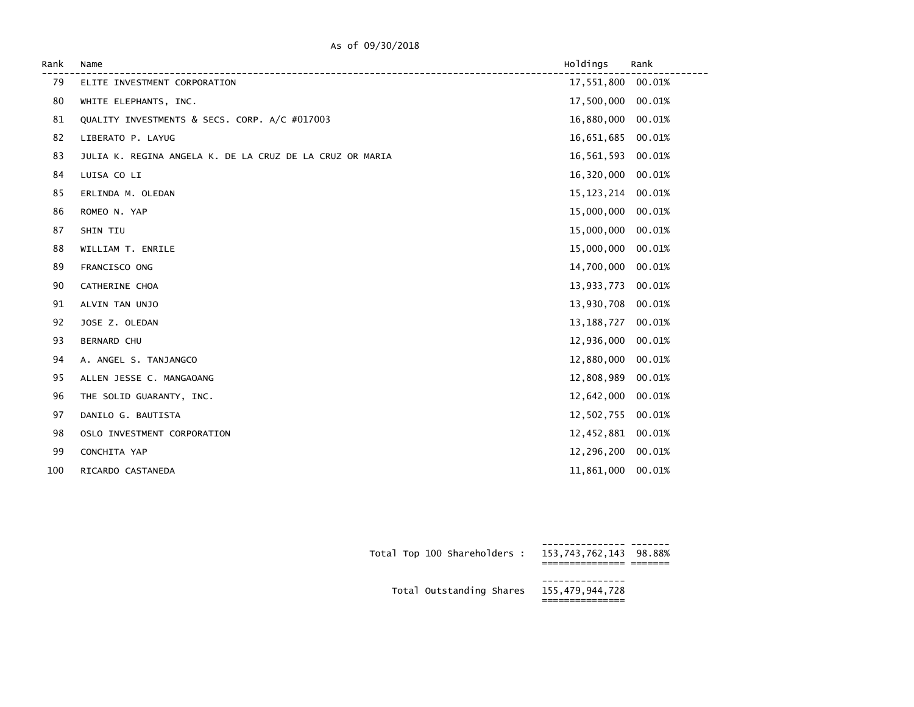As of 09/30/2018

| Rank | Name | Holdings | Rank |
|---|---|---|---|
| 79 | ELITE INVESTMENT CORPORATION | 17,551,800 | 00.01% |
| 80 | WHITE ELEPHANTS, INC. | 17,500,000 | 00.01% |
| 81 | QUALITY INVESTMENTS & SECS. CORP. A/C #017003 | 16,880,000 | 00.01% |
| 82 | LIBERATO P. LAYUG | 16,651,685 | 00.01% |
| 83 | JULIA K. REGINA ANGELA K. DE LA CRUZ DE LA CRUZ OR MARIA | 16,561,593 | 00.01% |
| 84 | LUISA CO LI | 16,320,000 | 00.01% |
| 85 | ERLINDA M. OLEDAN | 15,123,214 | 00.01% |
| 86 | ROMEO N. YAP | 15,000,000 | 00.01% |
| 87 | SHIN TIU | 15,000,000 | 00.01% |
| 88 | WILLIAM T. ENRILE | 15,000,000 | 00.01% |
| 89 | FRANCISCO ONG | 14,700,000 | 00.01% |
| 90 | CATHERINE CHOA | 13,933,773 | 00.01% |
| 91 | ALVIN TAN UNJO | 13,930,708 | 00.01% |
| 92 | JOSE Z. OLEDAN | 13,188,727 | 00.01% |
| 93 | BERNARD CHU | 12,936,000 | 00.01% |
| 94 | A. ANGEL S. TANJANGCO | 12,880,000 | 00.01% |
| 95 | ALLEN JESSE C. MANGAOANG | 12,808,989 | 00.01% |
| 96 | THE SOLID GUARANTY, INC. | 12,642,000 | 00.01% |
| 97 | DANILO G. BAUTISTA | 12,502,755 | 00.01% |
| 98 | OSLO INVESTMENT CORPORATION | 12,452,881 | 00.01% |
| 99 | CONCHITA YAP | 12,296,200 | 00.01% |
| 100 | RICARDO CASTANEDA | 11,861,000 | 00.01% |

| | | |
|---|---|---|
| Total Top 100 Shareholders : | 153,743,762,143 | 98.88% |
| Total Outstanding Shares | 155,479,944,728 | |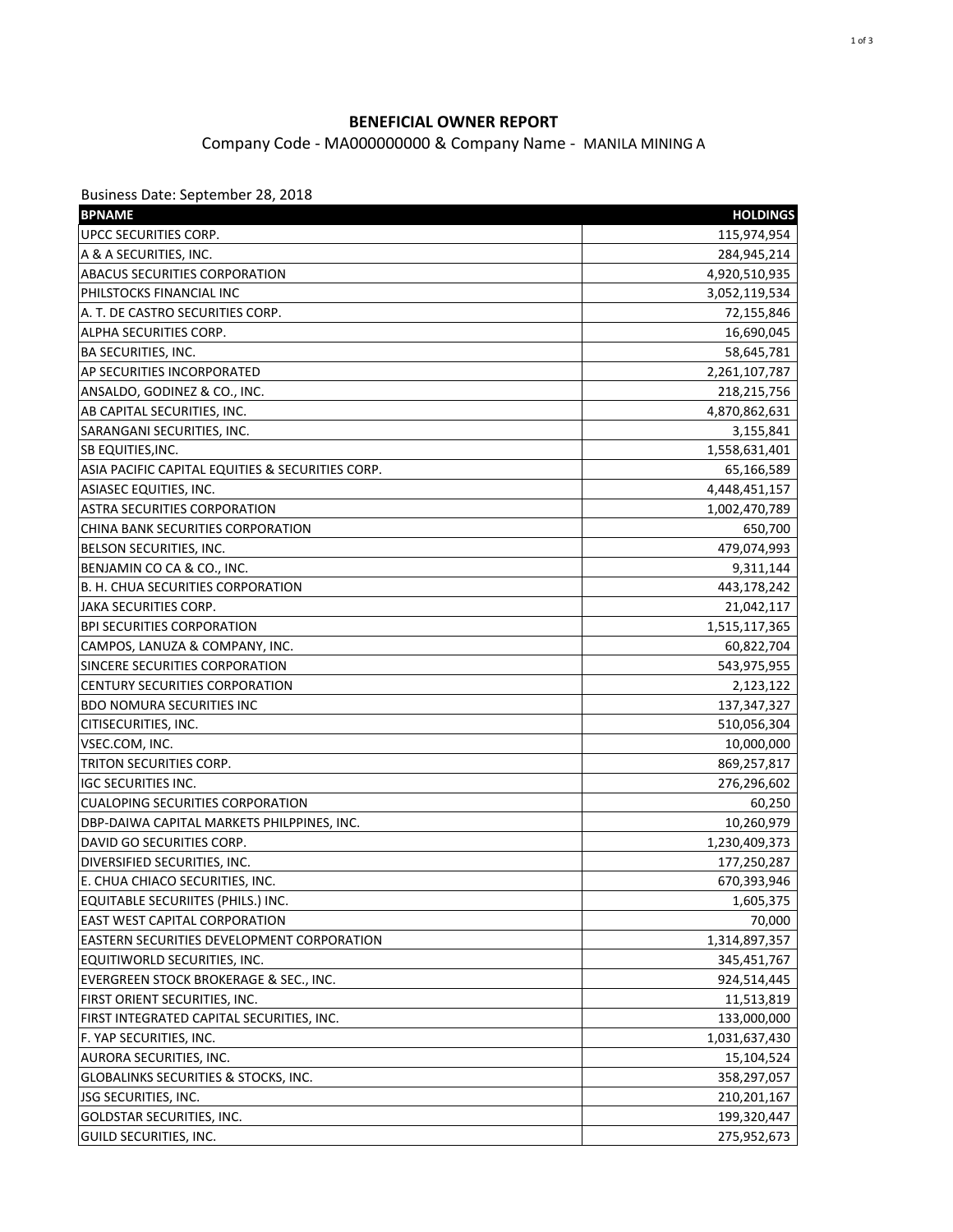**BENEFICIAL OWNER REPORT**

Company Code - MA000000000 & Company Name - MANILA MINING A

Business Date: September 28, 2018

| BPNAME | HOLDINGS |
|---|---|
| UPCC SECURITIES CORP. | 115,974,954 |
| A & A SECURITIES, INC. | 284,945,214 |
| ABACUS SECURITIES CORPORATION | 4,920,510,935 |
| PHILSTOCKS FINANCIAL INC | 3,052,119,534 |
| A. T. DE CASTRO SECURITIES CORP. | 72,155,846 |
| ALPHA SECURITIES CORP. | 16,690,045 |
| BA SECURITIES, INC. | 58,645,781 |
| AP SECURITIES INCORPORATED | 2,261,107,787 |
| ANSALDO, GODINEZ & CO., INC. | 218,215,756 |
| AB CAPITAL SECURITIES, INC. | 4,870,862,631 |
| SARANGANI SECURITIES, INC. | 3,155,841 |
| SB EQUITIES,INC. | 1,558,631,401 |
| ASIA PACIFIC CAPITAL EQUITIES & SECURITIES CORP. | 65,166,589 |
| ASIASEC EQUITIES, INC. | 4,448,451,157 |
| ASTRA SECURITIES CORPORATION | 1,002,470,789 |
| CHINA BANK SECURITIES CORPORATION | 650,700 |
| BELSON SECURITIES, INC. | 479,074,993 |
| BENJAMIN CO CA & CO., INC. | 9,311,144 |
| B. H. CHUA SECURITIES CORPORATION | 443,178,242 |
| JAKA SECURITIES CORP. | 21,042,117 |
| BPI SECURITIES CORPORATION | 1,515,117,365 |
| CAMPOS, LANUZA & COMPANY, INC. | 60,822,704 |
| SINCERE SECURITIES CORPORATION | 543,975,955 |
| CENTURY SECURITIES CORPORATION | 2,123,122 |
| BDO NOMURA SECURITIES INC | 137,347,327 |
| CITISECURITIES, INC. | 510,056,304 |
| VSEC.COM, INC. | 10,000,000 |
| TRITON SECURITIES CORP. | 869,257,817 |
| IGC SECURITIES INC. | 276,296,602 |
| CUALOPING SECURITIES CORPORATION | 60,250 |
| DBP-DAIWA CAPITAL MARKETS PHILPPINES, INC. | 10,260,979 |
| DAVID GO SECURITIES CORP. | 1,230,409,373 |
| DIVERSIFIED SECURITIES, INC. | 177,250,287 |
| E. CHUA CHIACO SECURITIES, INC. | 670,393,946 |
| EQUITABLE SECURIITES (PHILS.) INC. | 1,605,375 |
| EAST WEST CAPITAL CORPORATION | 70,000 |
| EASTERN SECURITIES DEVELOPMENT CORPORATION | 1,314,897,357 |
| EQUITIWORLD SECURITIES, INC. | 345,451,767 |
| EVERGREEN STOCK BROKERAGE & SEC., INC. | 924,514,445 |
| FIRST ORIENT SECURITIES, INC. | 11,513,819 |
| FIRST INTEGRATED CAPITAL SECURITIES, INC. | 133,000,000 |
| F. YAP SECURITIES, INC. | 1,031,637,430 |
| AURORA SECURITIES, INC. | 15,104,524 |
| GLOBALINKS SECURITIES & STOCKS, INC. | 358,297,057 |
| JSG SECURITIES, INC. | 210,201,167 |
| GOLDSTAR SECURITIES, INC. | 199,320,447 |
| GUILD SECURITIES, INC. | 275,952,673 |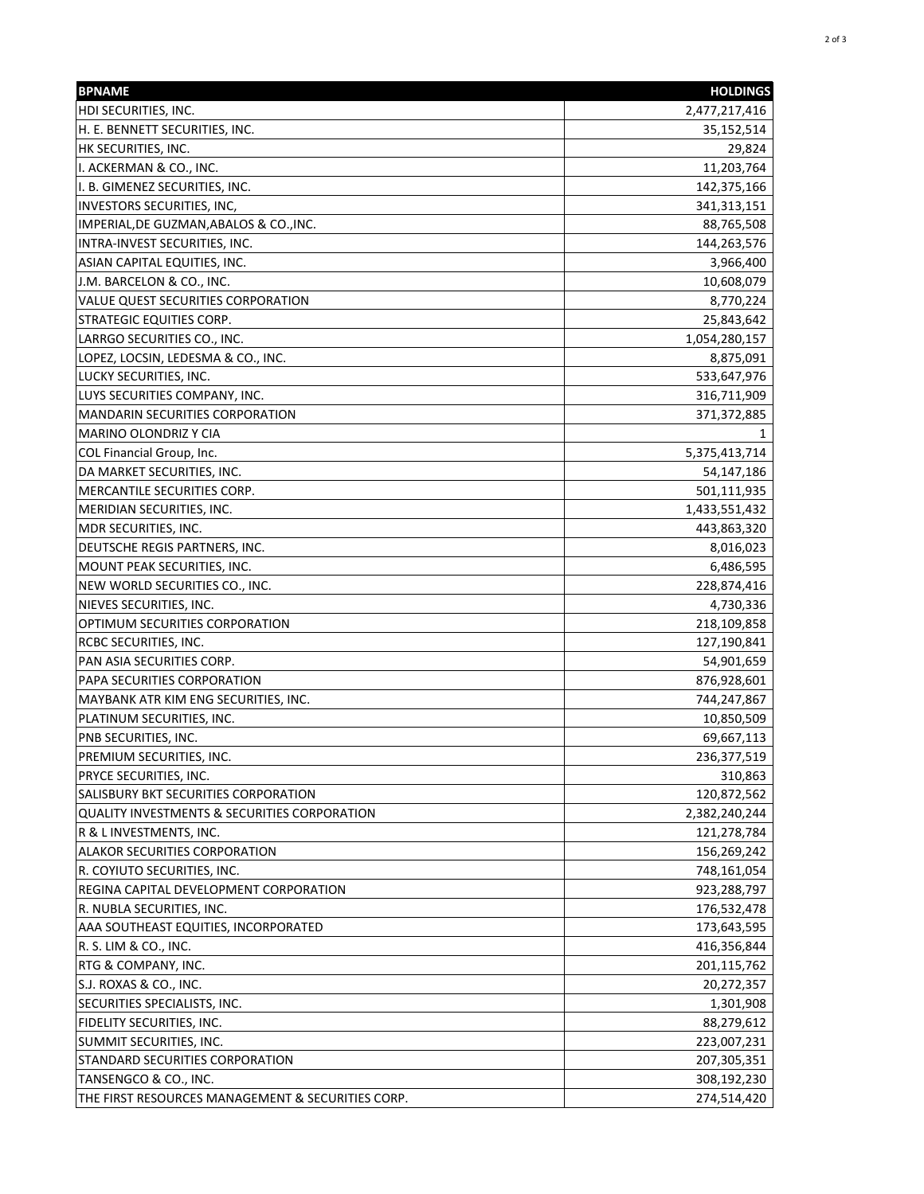| BPNAME | HOLDINGS |
| --- | ---: |
| HDI SECURITIES, INC. | 2,477,217,416 |
| H. E. BENNETT SECURITIES, INC. | 35,152,514 |
| HK SECURITIES, INC. | 29,824 |
| I. ACKERMAN & CO., INC. | 11,203,764 |
| I. B. GIMENEZ SECURITIES, INC. | 142,375,166 |
| INVESTORS SECURITIES, INC, | 341,313,151 |
| IMPERIAL,DE GUZMAN,ABALOS & CO.,INC. | 88,765,508 |
| INTRA-INVEST SECURITIES, INC. | 144,263,576 |
| ASIAN CAPITAL EQUITIES, INC. | 3,966,400 |
| J.M. BARCELON & CO., INC. | 10,608,079 |
| VALUE QUEST SECURITIES CORPORATION | 8,770,224 |
| STRATEGIC EQUITIES CORP. | 25,843,642 |
| LARRGO SECURITIES CO., INC. | 1,054,280,157 |
| LOPEZ, LOCSIN, LEDESMA & CO., INC. | 8,875,091 |
| LUCKY SECURITIES, INC. | 533,647,976 |
| LUYS SECURITIES COMPANY, INC. | 316,711,909 |
| MANDARIN SECURITIES CORPORATION | 371,372,885 |
| MARINO OLONDRIZ Y CIA | 1 |
| COL Financial Group, Inc. | 5,375,413,714 |
| DA MARKET SECURITIES, INC. | 54,147,186 |
| MERCANTILE SECURITIES CORP. | 501,111,935 |
| MERIDIAN SECURITIES, INC. | 1,433,551,432 |
| MDR SECURITIES, INC. | 443,863,320 |
| DEUTSCHE REGIS PARTNERS, INC. | 8,016,023 |
| MOUNT PEAK SECURITIES, INC. | 6,486,595 |
| NEW WORLD SECURITIES CO., INC. | 228,874,416 |
| NIEVES SECURITIES, INC. | 4,730,336 |
| OPTIMUM SECURITIES CORPORATION | 218,109,858 |
| RCBC SECURITIES, INC. | 127,190,841 |
| PAN ASIA SECURITIES CORP. | 54,901,659 |
| PAPA SECURITIES CORPORATION | 876,928,601 |
| MAYBANK ATR KIM ENG SECURITIES, INC. | 744,247,867 |
| PLATINUM SECURITIES, INC. | 10,850,509 |
| PNB SECURITIES, INC. | 69,667,113 |
| PREMIUM SECURITIES, INC. | 236,377,519 |
| PRYCE SECURITIES, INC. | 310,863 |
| SALISBURY BKT SECURITIES CORPORATION | 120,872,562 |
| QUALITY INVESTMENTS & SECURITIES CORPORATION | 2,382,240,244 |
| R & L INVESTMENTS, INC. | 121,278,784 |
| ALAKOR SECURITIES CORPORATION | 156,269,242 |
| R. COYIUTO SECURITIES, INC. | 748,161,054 |
| REGINA CAPITAL DEVELOPMENT CORPORATION | 923,288,797 |
| R. NUBLA SECURITIES, INC. | 176,532,478 |
| AAA SOUTHEAST EQUITIES, INCORPORATED | 173,643,595 |
| R. S. LIM & CO., INC. | 416,356,844 |
| RTG & COMPANY, INC. | 201,115,762 |
| S.J. ROXAS & CO., INC. | 20,272,357 |
| SECURITIES SPECIALISTS, INC. | 1,301,908 |
| FIDELITY SECURITIES, INC. | 88,279,612 |
| SUMMIT SECURITIES, INC. | 223,007,231 |
| STANDARD SECURITIES CORPORATION | 207,305,351 |
| TANSENGCO & CO., INC. | 308,192,230 |
| THE FIRST RESOURCES MANAGEMENT & SECURITIES CORP. | 274,514,420 |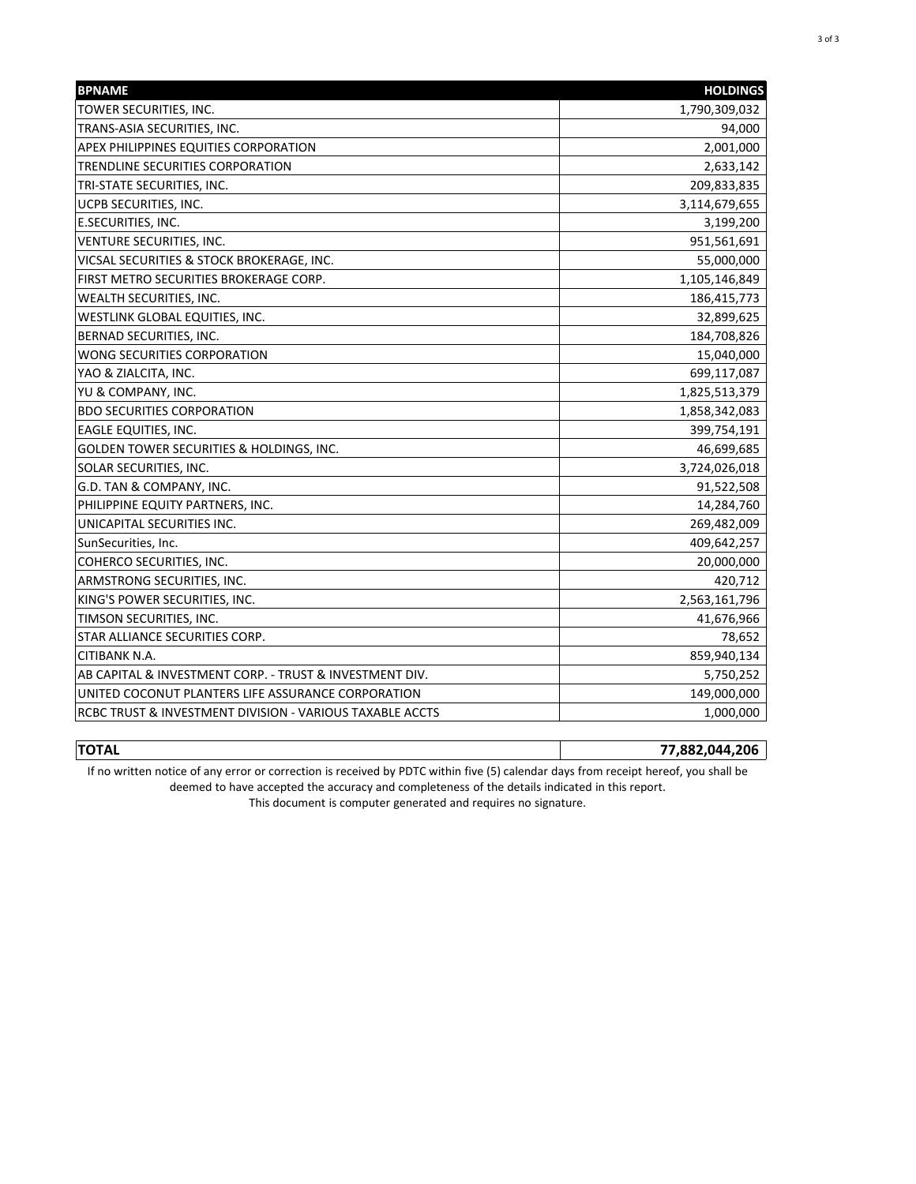| BPNAME | HOLDINGS |
|---|---|
| TOWER SECURITIES, INC. | 1,790,309,032 |
| TRANS-ASIA SECURITIES, INC. | 94,000 |
| APEX PHILIPPINES EQUITIES CORPORATION | 2,001,000 |
| TRENDLINE SECURITIES CORPORATION | 2,633,142 |
| TRI-STATE SECURITIES, INC. | 209,833,835 |
| UCPB SECURITIES, INC. | 3,114,679,655 |
| E.SECURITIES, INC. | 3,199,200 |
| VENTURE SECURITIES, INC. | 951,561,691 |
| VICSAL SECURITIES & STOCK BROKERAGE, INC. | 55,000,000 |
| FIRST METRO SECURITIES BROKERAGE CORP. | 1,105,146,849 |
| WEALTH SECURITIES, INC. | 186,415,773 |
| WESTLINK GLOBAL EQUITIES, INC. | 32,899,625 |
| BERNAD SECURITIES, INC. | 184,708,826 |
| WONG SECURITIES CORPORATION | 15,040,000 |
| YAO & ZIALCITA, INC. | 699,117,087 |
| YU & COMPANY, INC. | 1,825,513,379 |
| BDO SECURITIES CORPORATION | 1,858,342,083 |
| EAGLE EQUITIES, INC. | 399,754,191 |
| GOLDEN TOWER SECURITIES & HOLDINGS, INC. | 46,699,685 |
| SOLAR SECURITIES, INC. | 3,724,026,018 |
| G.D. TAN & COMPANY, INC. | 91,522,508 |
| PHILIPPINE EQUITY PARTNERS, INC. | 14,284,760 |
| UNICAPITAL SECURITIES INC. | 269,482,009 |
| SunSecurities, Inc. | 409,642,257 |
| COHERCO SECURITIES, INC. | 20,000,000 |
| ARMSTRONG SECURITIES, INC. | 420,712 |
| KING'S POWER SECURITIES, INC. | 2,563,161,796 |
| TIMSON SECURITIES, INC. | 41,676,966 |
| STAR ALLIANCE SECURITIES CORP. | 78,652 |
| CITIBANK N.A. | 859,940,134 |
| AB CAPITAL & INVESTMENT CORP. - TRUST & INVESTMENT DIV. | 5,750,252 |
| UNITED COCONUT PLANTERS LIFE ASSURANCE CORPORATION | 149,000,000 |
| RCBC TRUST & INVESTMENT DIVISION - VARIOUS TAXABLE ACCTS | 1,000,000 |

| **TOTAL** | **77,882,044,206** |
|---|---|

If no written notice of any error or correction is received by PDTC within five (5) calendar days from receipt hereof, you shall be deemed to have accepted the accuracy and completeness of the details indicated in this report.

This document is computer generated and requires no signature.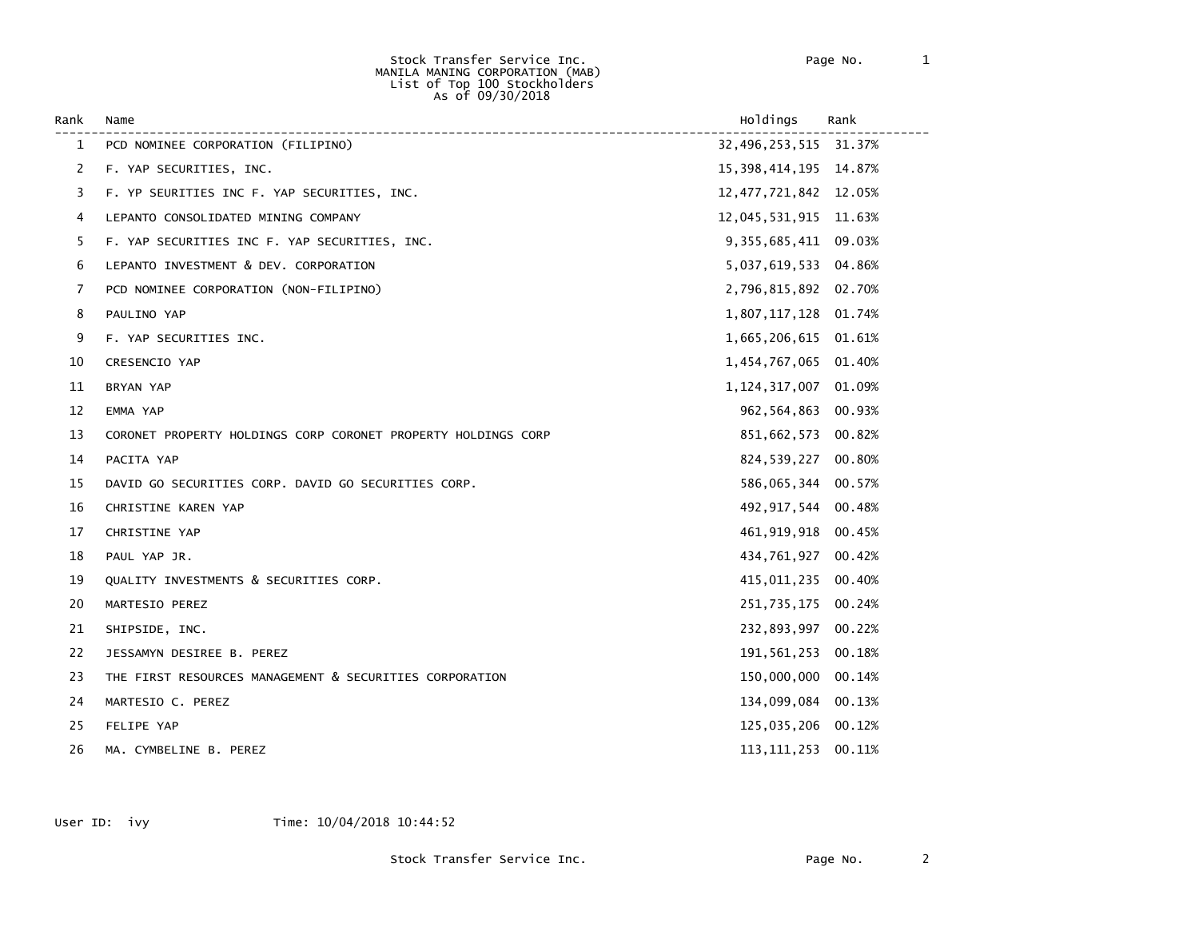Stock Transfer Service Inc.
MANILA MANING CORPORATION (MAB)
List of Top 100 Stockholders
As of 09/30/2018

| Rank | Name | Holdings | Rank |
|---|---|---|---|
| 1 | PCD NOMINEE CORPORATION (FILIPINO) | 32,496,253,515 | 31.37% |
| 2 | F. YAP SECURITIES, INC. | 15,398,414,195 | 14.87% |
| 3 | F. YP SEURITIES INC F. YAP SECURITIES, INC. | 12,477,721,842 | 12.05% |
| 4 | LEPANTO CONSOLIDATED MINING COMPANY | 12,045,531,915 | 11.63% |
| 5 | F. YAP SECURITIES INC F. YAP SECURITIES, INC. | 9,355,685,411 | 09.03% |
| 6 | LEPANTO INVESTMENT & DEV. CORPORATION | 5,037,619,533 | 04.86% |
| 7 | PCD NOMINEE CORPORATION (NON-FILIPINO) | 2,796,815,892 | 02.70% |
| 8 | PAULINO YAP | 1,807,117,128 | 01.74% |
| 9 | F. YAP SECURITIES INC. | 1,665,206,615 | 01.61% |
| 10 | CRESENCIO YAP | 1,454,767,065 | 01.40% |
| 11 | BRYAN YAP | 1,124,317,007 | 01.09% |
| 12 | EMMA YAP | 962,564,863 | 00.93% |
| 13 | CORONET PROPERTY HOLDINGS CORP CORONET PROPERTY HOLDINGS CORP | 851,662,573 | 00.82% |
| 14 | PACITA YAP | 824,539,227 | 00.80% |
| 15 | DAVID GO SECURITIES CORP. DAVID GO SECURITIES CORP. | 586,065,344 | 00.57% |
| 16 | CHRISTINE KAREN YAP | 492,917,544 | 00.48% |
| 17 | CHRISTINE YAP | 461,919,918 | 00.45% |
| 18 | PAUL YAP JR. | 434,761,927 | 00.42% |
| 19 | QUALITY INVESTMENTS & SECURITIES CORP. | 415,011,235 | 00.40% |
| 20 | MARTESIO PEREZ | 251,735,175 | 00.24% |
| 21 | SHIPSIDE, INC. | 232,893,997 | 00.22% |
| 22 | JESSAMYN DESIREE B. PEREZ | 191,561,253 | 00.18% |
| 23 | THE FIRST RESOURCES MANAGEMENT & SECURITIES CORPORATION | 150,000,000 | 00.14% |
| 24 | MARTESIO C. PEREZ | 134,099,084 | 00.13% |
| 25 | FELIPE YAP | 125,035,206 | 00.12% |
| 26 | MA. CYMBELINE B. PEREZ | 113,111,253 | 00.11% |

User ID: ivy Time: 10/04/2018 10:44:52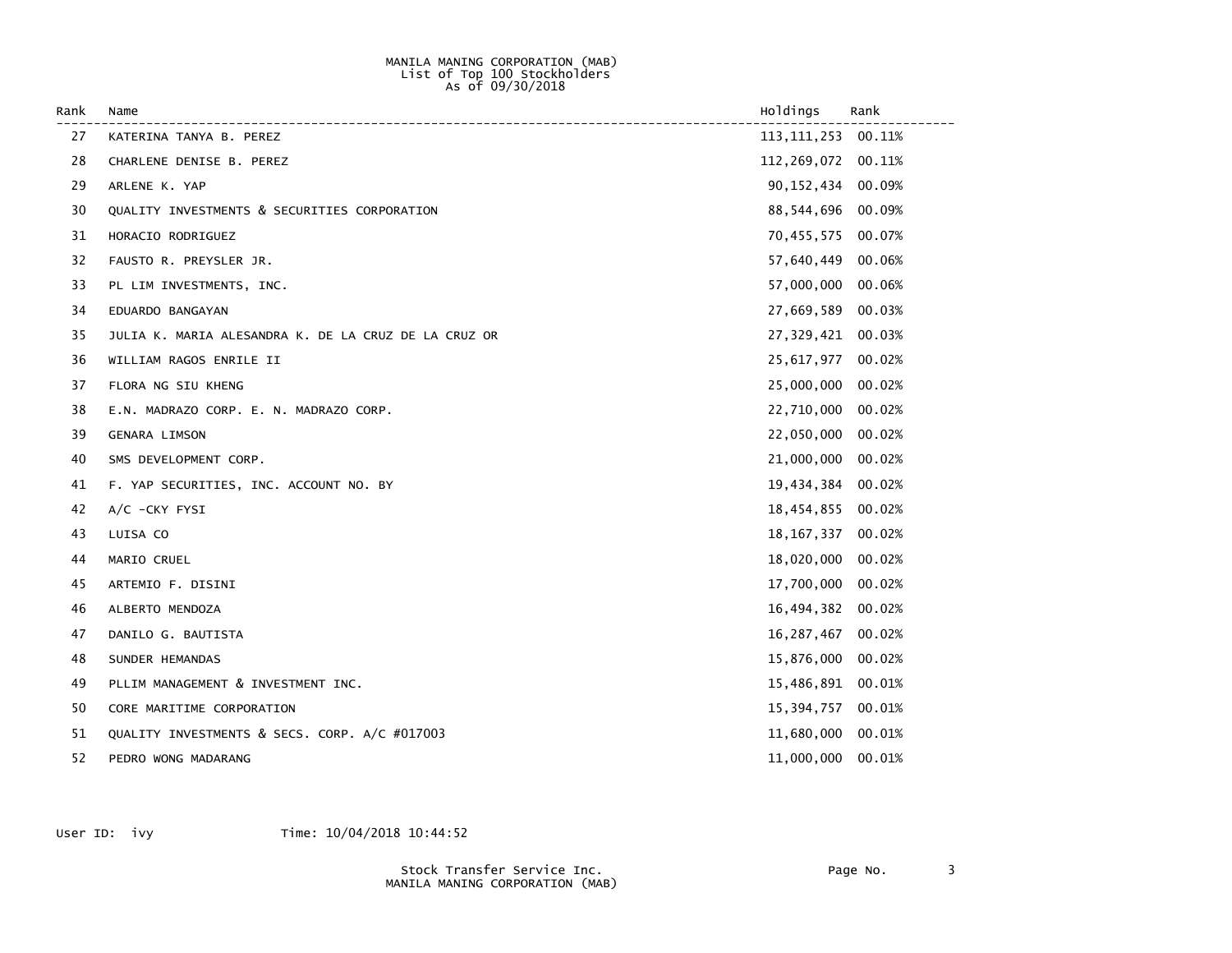MANILA MANING CORPORATION (MAB)
List of Top 100 Stockholders
As of 09/30/2018

| Rank | Name | Holdings | Rank |
|---|---|---|---|
| 27 | KATERINA TANYA B. PEREZ | 113,111,253 | 00.11% |
| 28 | CHARLENE DENISE B. PEREZ | 112,269,072 | 00.11% |
| 29 | ARLENE K. YAP | 90,152,434 | 00.09% |
| 30 | QUALITY INVESTMENTS & SECURITIES CORPORATION | 88,544,696 | 00.09% |
| 31 | HORACIO RODRIGUEZ | 70,455,575 | 00.07% |
| 32 | FAUSTO R. PREYSLER JR. | 57,640,449 | 00.06% |
| 33 | PL LIM INVESTMENTS, INC. | 57,000,000 | 00.06% |
| 34 | EDUARDO BANGAYAN | 27,669,589 | 00.03% |
| 35 | JULIA K. MARIA ALESANDRA K. DE LA CRUZ DE LA CRUZ OR | 27,329,421 | 00.03% |
| 36 | WILLIAM RAGOS ENRILE II | 25,617,977 | 00.02% |
| 37 | FLORA NG SIU KHENG | 25,000,000 | 00.02% |
| 38 | E.N. MADRAZO CORP. E. N. MADRAZO CORP. | 22,710,000 | 00.02% |
| 39 | GENARA LIMSON | 22,050,000 | 00.02% |
| 40 | SMS DEVELOPMENT CORP. | 21,000,000 | 00.02% |
| 41 | F. YAP SECURITIES, INC. ACCOUNT NO. BY | 19,434,384 | 00.02% |
| 42 | A/C -CKY FYSI | 18,454,855 | 00.02% |
| 43 | LUISA CO | 18,167,337 | 00.02% |
| 44 | MARIO CRUEL | 18,020,000 | 00.02% |
| 45 | ARTEMIO F. DISINI | 17,700,000 | 00.02% |
| 46 | ALBERTO MENDOZA | 16,494,382 | 00.02% |
| 47 | DANILO G. BAUTISTA | 16,287,467 | 00.02% |
| 48 | SUNDER HEMANDAS | 15,876,000 | 00.02% |
| 49 | PLLIM MANAGEMENT & INVESTMENT INC. | 15,486,891 | 00.01% |
| 50 | CORE MARITIME CORPORATION | 15,394,757 | 00.01% |
| 51 | QUALITY INVESTMENTS & SECS. CORP. A/C #017003 | 11,680,000 | 00.01% |
| 52 | PEDRO WONG MADARANG | 11,000,000 | 00.01% |

User ID: ivy    Time: 10/04/2018 10:44:52

Stock Transfer Service Inc.
MANILA MANING CORPORATION (MAB)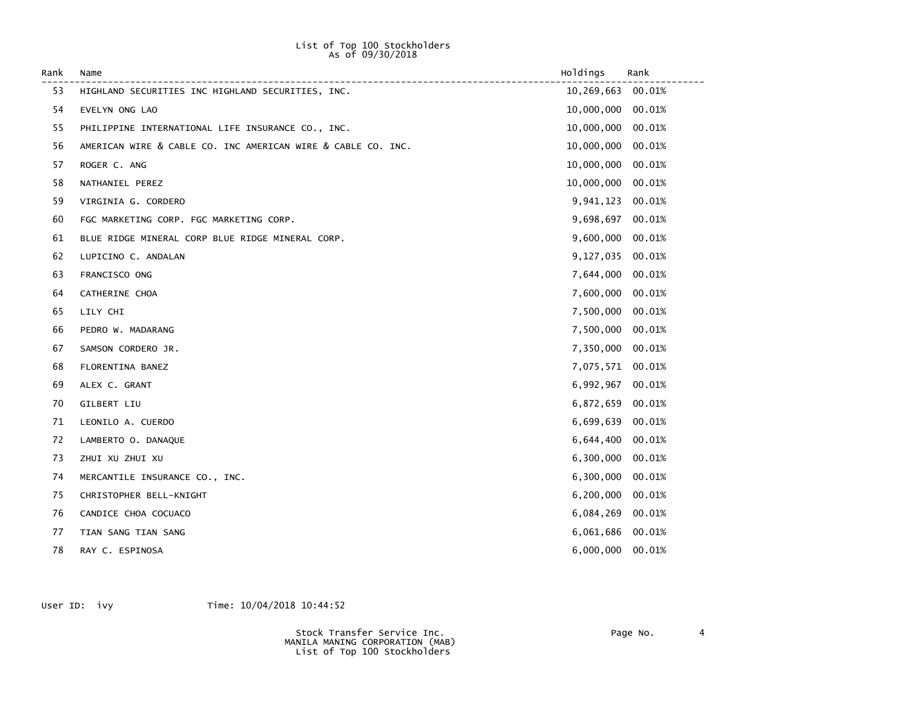List of Top 100 Stockholders
As of 09/30/2018

| Rank | Name | Holdings | Rank |
|---|---|---|---|
| 53 | HIGHLAND SECURITIES INC HIGHLAND SECURITIES, INC. | 10,269,663 | 00.01% |
| 54 | EVELYN ONG LAO | 10,000,000 | 00.01% |
| 55 | PHILIPPINE INTERNATIONAL LIFE INSURANCE CO., INC. | 10,000,000 | 00.01% |
| 56 | AMERICAN WIRE & CABLE CO. INC AMERICAN WIRE & CABLE CO. INC. | 10,000,000 | 00.01% |
| 57 | ROGER C. ANG | 10,000,000 | 00.01% |
| 58 | NATHANIEL PEREZ | 10,000,000 | 00.01% |
| 59 | VIRGINIA G. CORDERO | 9,941,123 | 00.01% |
| 60 | FGC MARKETING CORP. FGC MARKETING CORP. | 9,698,697 | 00.01% |
| 61 | BLUE RIDGE MINERAL CORP BLUE RIDGE MINERAL CORP. | 9,600,000 | 00.01% |
| 62 | LUPICINO C. ANDALAN | 9,127,035 | 00.01% |
| 63 | FRANCISCO ONG | 7,644,000 | 00.01% |
| 64 | CATHERINE CHOA | 7,600,000 | 00.01% |
| 65 | LILY CHI | 7,500,000 | 00.01% |
| 66 | PEDRO W. MADARANG | 7,500,000 | 00.01% |
| 67 | SAMSON CORDERO JR. | 7,350,000 | 00.01% |
| 68 | FLORENTINA BANEZ | 7,075,571 | 00.01% |
| 69 | ALEX C. GRANT | 6,992,967 | 00.01% |
| 70 | GILBERT LIU | 6,872,659 | 00.01% |
| 71 | LEONILO A. CUERDO | 6,699,639 | 00.01% |
| 72 | LAMBERTO O. DANAQUE | 6,644,400 | 00.01% |
| 73 | ZHUI XU ZHUI XU | 6,300,000 | 00.01% |
| 74 | MERCANTILE INSURANCE CO., INC. | 6,300,000 | 00.01% |
| 75 | CHRISTOPHER BELL-KNIGHT | 6,200,000 | 00.01% |
| 76 | CANDICE CHOA COCUACO | 6,084,269 | 00.01% |
| 77 | TIAN SANG TIAN SANG | 6,061,686 | 00.01% |
| 78 | RAY C. ESPINOSA | 6,000,000 | 00.01% |

User ID: ivy Time: 10/04/2018 10:44:52

Stock Transfer Service Inc.
MANILA MANING CORPORATION (MAB)
List of Top 100 Stockholders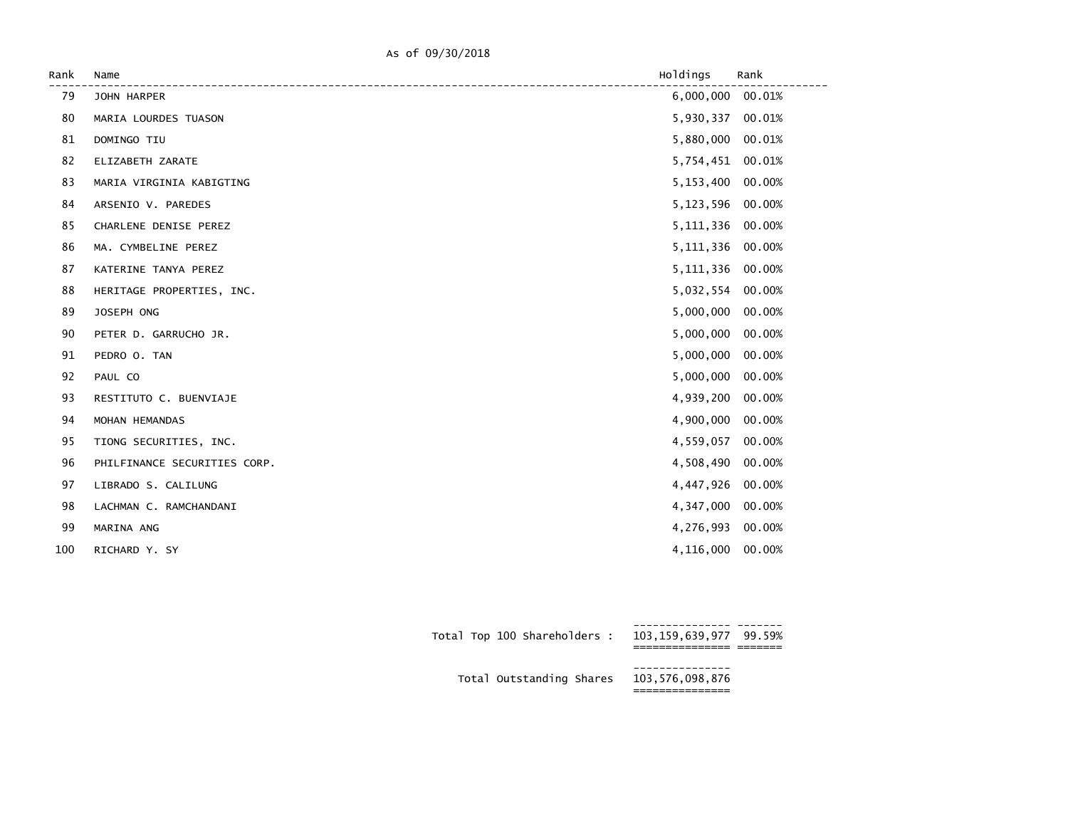As of 09/30/2018

| Rank | Name | Holdings | Rank |
|---|---|---|---|
| 79 | JOHN HARPER | 6,000,000 | 00.01% |
| 80 | MARIA LOURDES TUASON | 5,930,337 | 00.01% |
| 81 | DOMINGO TIU | 5,880,000 | 00.01% |
| 82 | ELIZABETH ZARATE | 5,754,451 | 00.01% |
| 83 | MARIA VIRGINIA KABIGTING | 5,153,400 | 00.00% |
| 84 | ARSENIO V. PAREDES | 5,123,596 | 00.00% |
| 85 | CHARLENE DENISE PEREZ | 5,111,336 | 00.00% |
| 86 | MA. CYMBELINE PEREZ | 5,111,336 | 00.00% |
| 87 | KATERINE TANYA PEREZ | 5,111,336 | 00.00% |
| 88 | HERITAGE PROPERTIES, INC. | 5,032,554 | 00.00% |
| 89 | JOSEPH ONG | 5,000,000 | 00.00% |
| 90 | PETER D. GARRUCHO JR. | 5,000,000 | 00.00% |
| 91 | PEDRO O. TAN | 5,000,000 | 00.00% |
| 92 | PAUL CO | 5,000,000 | 00.00% |
| 93 | RESTITUTO C. BUENVIAJE | 4,939,200 | 00.00% |
| 94 | MOHAN HEMANDAS | 4,900,000 | 00.00% |
| 95 | TIONG SECURITIES, INC. | 4,559,057 | 00.00% |
| 96 | PHILFINANCE SECURITIES CORP. | 4,508,490 | 00.00% |
| 97 | LIBRADO S. CALILUNG | 4,447,926 | 00.00% |
| 98 | LACHMAN C. RAMCHANDANI | 4,347,000 | 00.00% |
| 99 | MARINA ANG | 4,276,993 | 00.00% |
| 100 | RICHARD Y. SY | 4,116,000 | 00.00% |

| | | |
|---|---|---|
| Total Top 100 Shareholders : | 103,159,639,977 | 99.59% |
| Total Outstanding Shares | 103,576,098,876 | |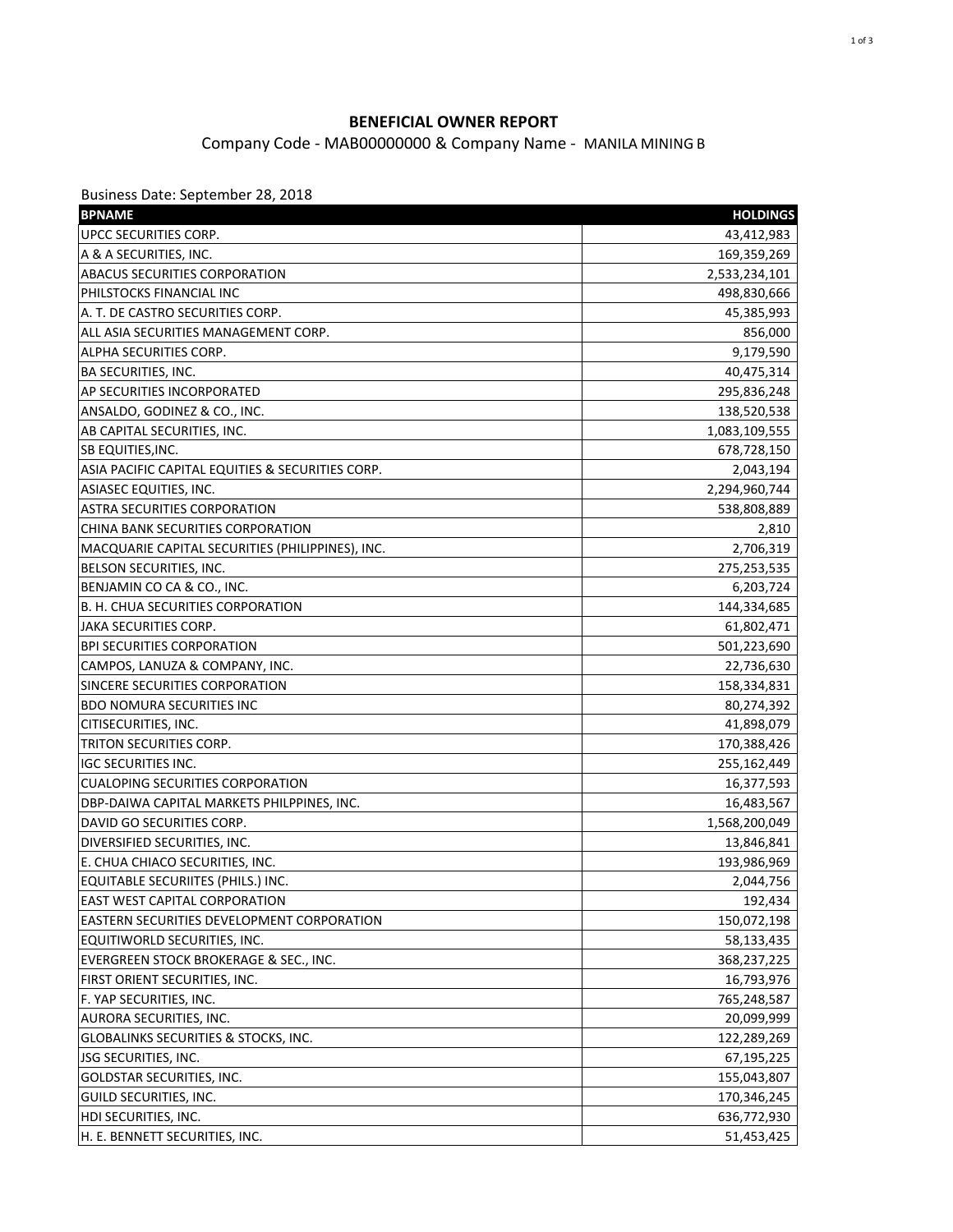## BENEFICIAL OWNER REPORT

Company Code - MAB00000000 & Company Name - MANILA MINING B

Business Date: September 28, 2018

| BPNAME | HOLDINGS |
|---|---|
| UPCC SECURITIES CORP. | 43,412,983 |
| A & A SECURITIES, INC. | 169,359,269 |
| ABACUS SECURITIES CORPORATION | 2,533,234,101 |
| PHILSTOCKS FINANCIAL INC | 498,830,666 |
| A. T. DE CASTRO SECURITIES CORP. | 45,385,993 |
| ALL ASIA SECURITIES MANAGEMENT CORP. | 856,000 |
| ALPHA SECURITIES CORP. | 9,179,590 |
| BA SECURITIES, INC. | 40,475,314 |
| AP SECURITIES INCORPORATED | 295,836,248 |
| ANSALDO, GODINEZ & CO., INC. | 138,520,538 |
| AB CAPITAL SECURITIES, INC. | 1,083,109,555 |
| SB EQUITIES,INC. | 678,728,150 |
| ASIA PACIFIC CAPITAL EQUITIES & SECURITIES CORP. | 2,043,194 |
| ASIASEC EQUITIES, INC. | 2,294,960,744 |
| ASTRA SECURITIES CORPORATION | 538,808,889 |
| CHINA BANK SECURITIES CORPORATION | 2,810 |
| MACQUARIE CAPITAL SECURITIES (PHILIPPINES), INC. | 2,706,319 |
| BELSON SECURITIES, INC. | 275,253,535 |
| BENJAMIN CO CA & CO., INC. | 6,203,724 |
| B. H. CHUA SECURITIES CORPORATION | 144,334,685 |
| JAKA SECURITIES CORP. | 61,802,471 |
| BPI SECURITIES CORPORATION | 501,223,690 |
| CAMPOS, LANUZA & COMPANY, INC. | 22,736,630 |
| SINCERE SECURITIES CORPORATION | 158,334,831 |
| BDO NOMURA SECURITIES INC | 80,274,392 |
| CITISECURITIES, INC. | 41,898,079 |
| TRITON SECURITIES CORP. | 170,388,426 |
| IGC SECURITIES INC. | 255,162,449 |
| CUALOPING SECURITIES CORPORATION | 16,377,593 |
| DBP-DAIWA CAPITAL MARKETS PHILPPINES, INC. | 16,483,567 |
| DAVID GO SECURITIES CORP. | 1,568,200,049 |
| DIVERSIFIED SECURITIES, INC. | 13,846,841 |
| E. CHUA CHIACO SECURITIES, INC. | 193,986,969 |
| EQUITABLE SECURIITES (PHILS.) INC. | 2,044,756 |
| EAST WEST CAPITAL CORPORATION | 192,434 |
| EASTERN SECURITIES DEVELOPMENT CORPORATION | 150,072,198 |
| EQUITIWORLD SECURITIES, INC. | 58,133,435 |
| EVERGREEN STOCK BROKERAGE & SEC., INC. | 368,237,225 |
| FIRST ORIENT SECURITIES, INC. | 16,793,976 |
| F. YAP SECURITIES, INC. | 765,248,587 |
| AURORA SECURITIES, INC. | 20,099,999 |
| GLOBALINKS SECURITIES & STOCKS, INC. | 122,289,269 |
| JSG SECURITIES, INC. | 67,195,225 |
| GOLDSTAR SECURITIES, INC. | 155,043,807 |
| GUILD SECURITIES, INC. | 170,346,245 |
| HDI SECURITIES, INC. | 636,772,930 |
| H. E. BENNETT SECURITIES, INC. | 51,453,425 |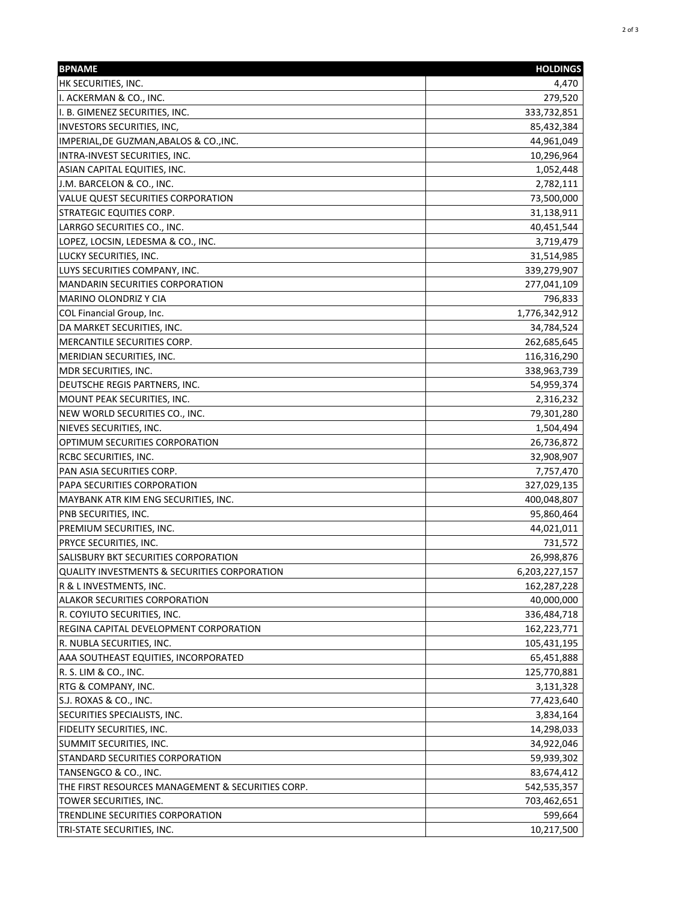| BPNAME | HOLDINGS |
| --- | ---: |
| HK SECURITIES, INC. | 4,470 |
| I. ACKERMAN & CO., INC. | 279,520 |
| I. B. GIMENEZ SECURITIES, INC. | 333,732,851 |
| INVESTORS SECURITIES, INC, | 85,432,384 |
| IMPERIAL,DE GUZMAN,ABALOS & CO.,INC. | 44,961,049 |
| INTRA-INVEST SECURITIES, INC. | 10,296,964 |
| ASIAN CAPITAL EQUITIES, INC. | 1,052,448 |
| J.M. BARCELON & CO., INC. | 2,782,111 |
| VALUE QUEST SECURITIES CORPORATION | 73,500,000 |
| STRATEGIC EQUITIES CORP. | 31,138,911 |
| LARRGO SECURITIES CO., INC. | 40,451,544 |
| LOPEZ, LOCSIN, LEDESMA & CO., INC. | 3,719,479 |
| LUCKY SECURITIES, INC. | 31,514,985 |
| LUYS SECURITIES COMPANY, INC. | 339,279,907 |
| MANDARIN SECURITIES CORPORATION | 277,041,109 |
| MARINO OLONDRIZ Y CIA | 796,833 |
| COL Financial Group, Inc. | 1,776,342,912 |
| DA MARKET SECURITIES, INC. | 34,784,524 |
| MERCANTILE SECURITIES CORP. | 262,685,645 |
| MERIDIAN SECURITIES, INC. | 116,316,290 |
| MDR SECURITIES, INC. | 338,963,739 |
| DEUTSCHE REGIS PARTNERS, INC. | 54,959,374 |
| MOUNT PEAK SECURITIES, INC. | 2,316,232 |
| NEW WORLD SECURITIES CO., INC. | 79,301,280 |
| NIEVES SECURITIES, INC. | 1,504,494 |
| OPTIMUM SECURITIES CORPORATION | 26,736,872 |
| RCBC SECURITIES, INC. | 32,908,907 |
| PAN ASIA SECURITIES CORP. | 7,757,470 |
| PAPA SECURITIES CORPORATION | 327,029,135 |
| MAYBANK ATR KIM ENG SECURITIES, INC. | 400,048,807 |
| PNB SECURITIES, INC. | 95,860,464 |
| PREMIUM SECURITIES, INC. | 44,021,011 |
| PRYCE SECURITIES, INC. | 731,572 |
| SALISBURY BKT SECURITIES CORPORATION | 26,998,876 |
| QUALITY INVESTMENTS & SECURITIES CORPORATION | 6,203,227,157 |
| R & L INVESTMENTS, INC. | 162,287,228 |
| ALAKOR SECURITIES CORPORATION | 40,000,000 |
| R. COYIUTO SECURITIES, INC. | 336,484,718 |
| REGINA CAPITAL DEVELOPMENT CORPORATION | 162,223,771 |
| R. NUBLA SECURITIES, INC. | 105,431,195 |
| AAA SOUTHEAST EQUITIES, INCORPORATED | 65,451,888 |
| R. S. LIM & CO., INC. | 125,770,881 |
| RTG & COMPANY, INC. | 3,131,328 |
| S.J. ROXAS & CO., INC. | 77,423,640 |
| SECURITIES SPECIALISTS, INC. | 3,834,164 |
| FIDELITY SECURITIES, INC. | 14,298,033 |
| SUMMIT SECURITIES, INC. | 34,922,046 |
| STANDARD SECURITIES CORPORATION | 59,939,302 |
| TANSENGCO & CO., INC. | 83,674,412 |
| THE FIRST RESOURCES MANAGEMENT & SECURITIES CORP. | 542,535,357 |
| TOWER SECURITIES, INC. | 703,462,651 |
| TRENDLINE SECURITIES CORPORATION | 599,664 |
| TRI-STATE SECURITIES, INC. | 10,217,500 |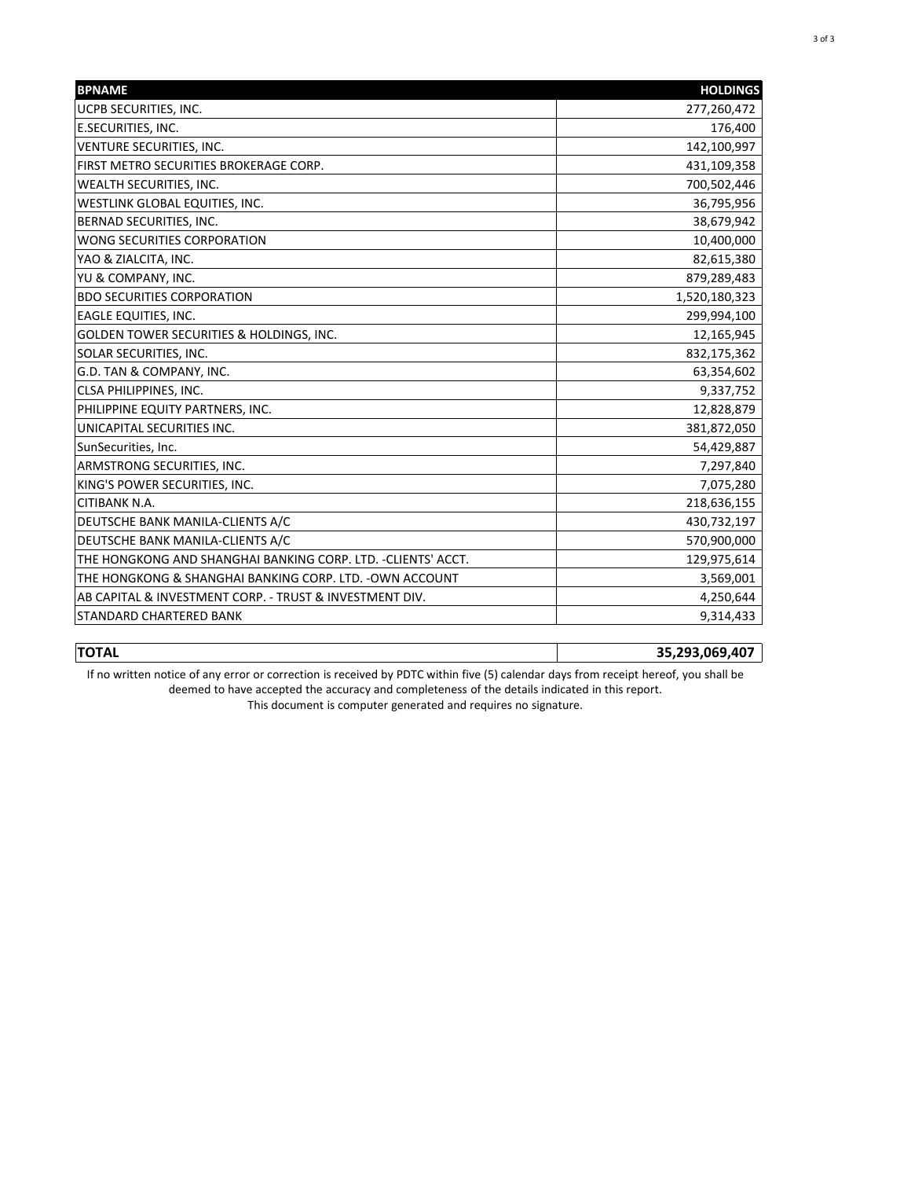| BPNAME | HOLDINGS |
|---|---|
| UCPB SECURITIES, INC. | 277,260,472 |
| E.SECURITIES, INC. | 176,400 |
| VENTURE SECURITIES, INC. | 142,100,997 |
| FIRST METRO SECURITIES BROKERAGE CORP. | 431,109,358 |
| WEALTH SECURITIES, INC. | 700,502,446 |
| WESTLINK GLOBAL EQUITIES, INC. | 36,795,956 |
| BERNAD SECURITIES, INC. | 38,679,942 |
| WONG SECURITIES CORPORATION | 10,400,000 |
| YAO & ZIALCITA, INC. | 82,615,380 |
| YU & COMPANY, INC. | 879,289,483 |
| BDO SECURITIES CORPORATION | 1,520,180,323 |
| EAGLE EQUITIES, INC. | 299,994,100 |
| GOLDEN TOWER SECURITIES & HOLDINGS, INC. | 12,165,945 |
| SOLAR SECURITIES, INC. | 832,175,362 |
| G.D. TAN & COMPANY, INC. | 63,354,602 |
| CLSA PHILIPPINES, INC. | 9,337,752 |
| PHILIPPINE EQUITY PARTNERS, INC. | 12,828,879 |
| UNICAPITAL SECURITIES INC. | 381,872,050 |
| SunSecurities, Inc. | 54,429,887 |
| ARMSTRONG SECURITIES, INC. | 7,297,840 |
| KING'S POWER SECURITIES, INC. | 7,075,280 |
| CITIBANK N.A. | 218,636,155 |
| DEUTSCHE BANK MANILA-CLIENTS A/C | 430,732,197 |
| DEUTSCHE BANK MANILA-CLIENTS A/C | 570,900,000 |
| THE HONGKONG AND SHANGHAI BANKING CORP. LTD. -CLIENTS' ACCT. | 129,975,614 |
| THE HONGKONG & SHANGHAI BANKING CORP. LTD. -OWN ACCOUNT | 3,569,001 |
| AB CAPITAL & INVESTMENT CORP. - TRUST & INVESTMENT DIV. | 4,250,644 |
| STANDARD CHARTERED BANK | 9,314,433 |
| **TOTAL** | **35,293,069,407** |

If no written notice of any error or correction is received by PDTC within five (5) calendar days from receipt hereof, you shall be deemed to have accepted the accuracy and completeness of the details indicated in this report.

This document is computer generated and requires no signature.